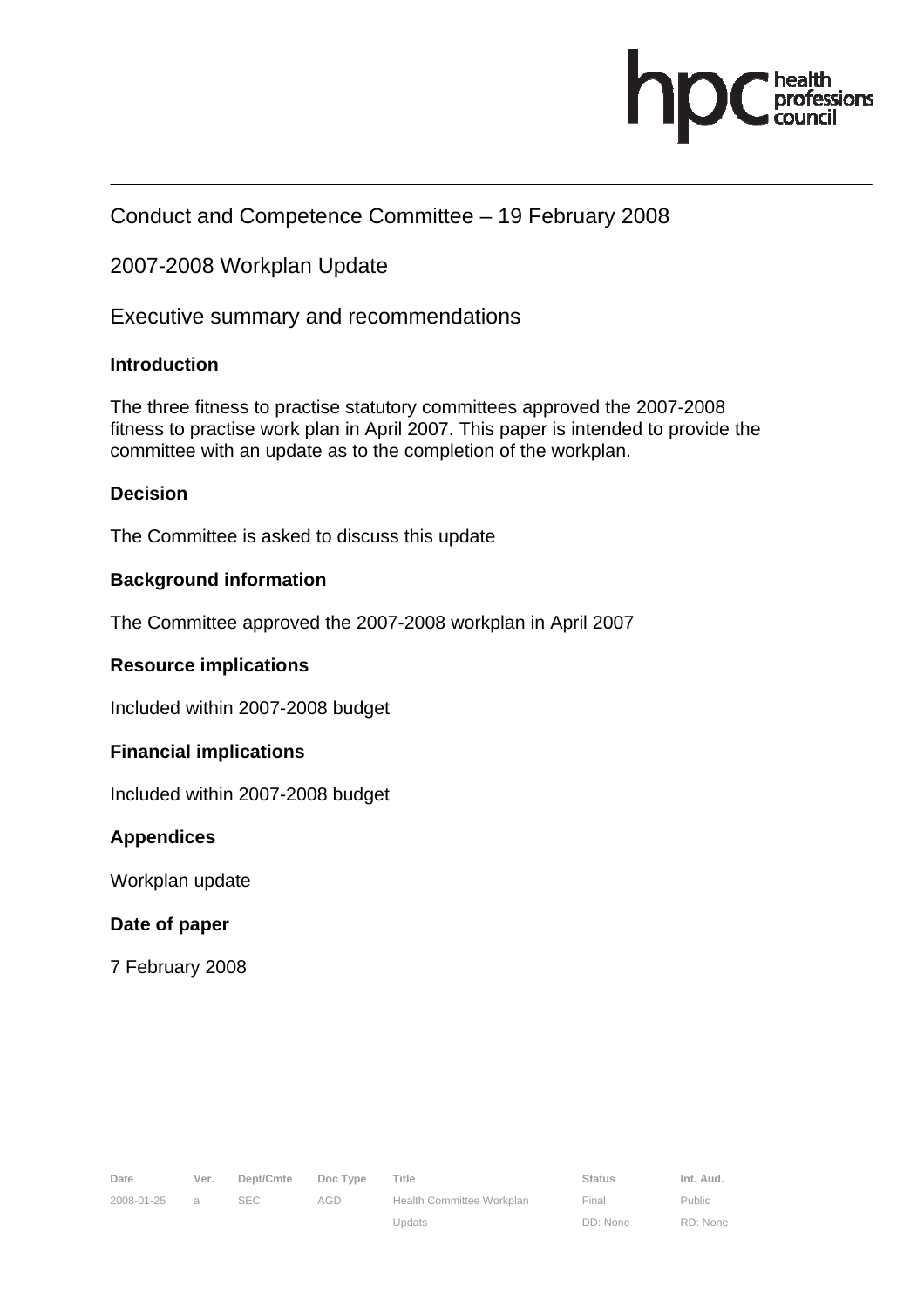Conduct and Competence Committee – 19 February 2008

2007-2008 Workplan Update

Executive summary and recommendations

**Introduction**

The three fitness to practise statutory committees approved the 2007-2008 fitness to practise work plan in April 2007. This paper is intended to provide the committee with an update as to the completion of the workplan.

**Decision**

The Committee is asked to discuss this update

**Background information**

The Committee approved the 2007-2008 workplan in April 2007

**Resource implications**

Included within 2007-2008 budget

**Financial implications**

Included within 2007-2008 budget

**Appendices**

Workplan update

**Date of paper**

7 February 2008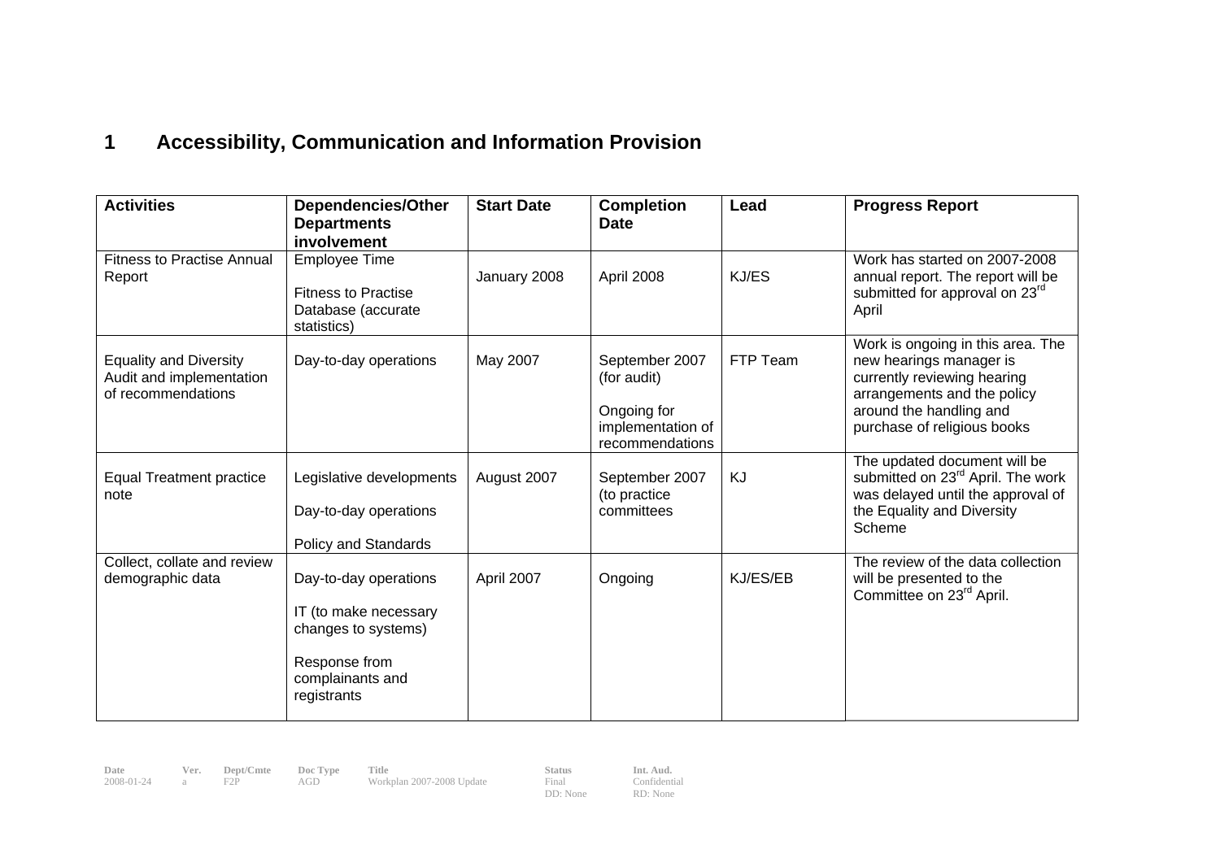# 1 Accessibility, Communication and Information Provision

| Activities | Dependencies/Other Departments involvement | Start Date | Completion Date | Lead | Progress Report |
|---|---|---|---|---|---|
| Fitness to Practise Annual Report | Employee Time<br><br>Fitness to Practise Database (accurate statistics) | January 2008 | April 2008 | KJ/ES | Work has started on 2007-2008 annual report. The report will be submitted for approval on 23rd April |
| Equality and Diversity Audit and implementation of recommendations | Day-to-day operations | May 2007 | September 2007 (for audit)<br><br>Ongoing for implementation of recommendations | FTP Team | Work is ongoing in this area. The new hearings manager is currently reviewing hearing arrangements and the policy around the handling and purchase of religious books |
| Equal Treatment practice note | Legislative developments<br><br>Day-to-day operations<br><br>Policy and Standards | August 2007 | September 2007 (to practice committees | KJ | The updated document will be submitted on 23rd April. The work was delayed until the approval of the Equality and Diversity Scheme |
| Collect, collate and review demographic data | Day-to-day operations<br><br>IT (to make necessary changes to systems)<br><br>Response from complainants and registrants | April 2007 | Ongoing | KJ/ES/EB | The review of the data collection will be presented to the Committee on 23rd April. |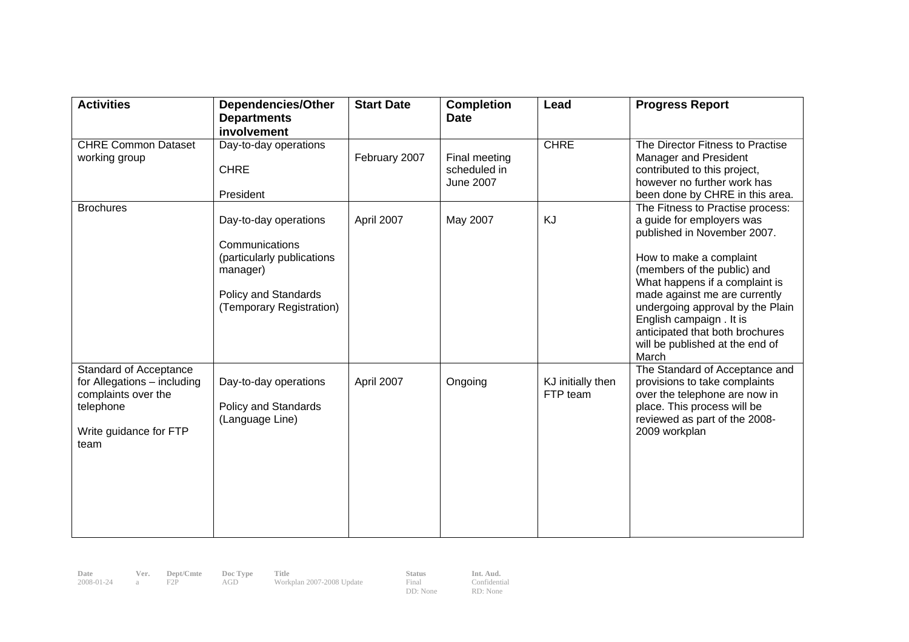| Activities | Dependencies/Other Departments involvement | Start Date | Completion Date | Lead | Progress Report |
|---|---|---|---|---|---|
| CHRE Common Dataset working group | Day-to-day operations<br><br>CHRE<br><br>President | February 2007 | Final meeting scheduled in June 2007 | CHRE | The Director Fitness to Practise Manager and President contributed to this project, however no further work has been done by CHRE in this area. |
| Brochures | Day-to-day operations<br><br>Communications (particularly publications manager)<br><br>Policy and Standards (Temporary Registration) | April 2007 | May 2007 | KJ | The Fitness to Practise process: a guide for employers was published in November 2007.<br><br>How to make a complaint (members of the public) and What happens if a complaint is made against me are currently undergoing approval by the Plain English campaign . It is anticipated that both brochures will be published at the end of March |
| Standard of Acceptance for Allegations – including complaints over the telephone<br><br>Write guidance for FTP team | Day-to-day operations<br><br>Policy and Standards (Language Line) | April 2007 | Ongoing | KJ initially then FTP team | The Standard of Acceptance and provisions to take complaints over the telephone are now in place. This process will be reviewed as part of the 2008-2009 workplan |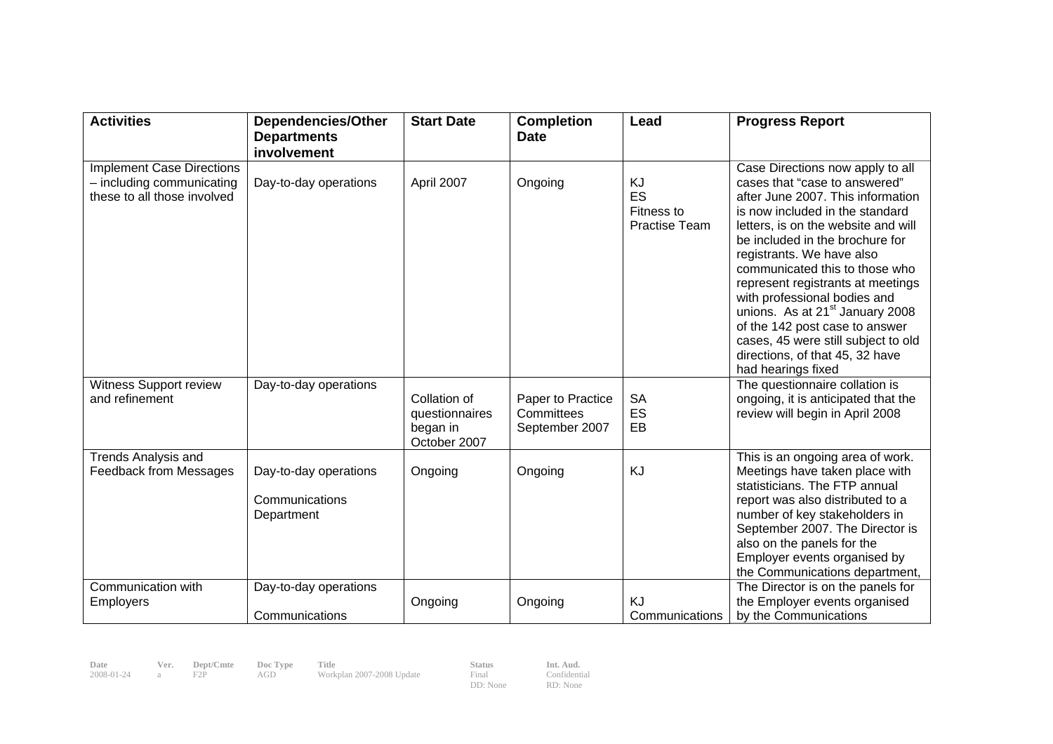| Activities | Dependencies/Other Departments involvement | Start Date | Completion Date | Lead | Progress Report |
|---|---|---|---|---|---|
| Implement Case Directions – including communicating these to all those involved | Day-to-day operations | April 2007 | Ongoing | KJ<br>ES<br>Fitness to Practise Team | Case Directions now apply to all cases that "case to answered" after June 2007. This information is now included in the standard letters, is on the website and will be included in the brochure for registrants. We have also communicated this to those who represent registrants at meetings with professional bodies and unions. As at 21st January 2008 of the 142 post case to answer cases, 45 were still subject to old directions, of that 45, 32 have had hearings fixed |
| Witness Support review and refinement | Day-to-day operations | Collation of questionnaires began in October 2007 | Paper to Practice Committees September 2007 | SA<br>ES<br>EB | The questionnaire collation is ongoing, it is anticipated that the review will begin in April 2008 |
| Trends Analysis and Feedback from Messages | Day-to-day operations<br><br>Communications Department | Ongoing | Ongoing | KJ | This is an ongoing area of work. Meetings have taken place with statisticians. The FTP annual report was also distributed to a number of key stakeholders in September 2007. The Director is also on the panels for the Employer events organised by the Communications department, |
| Communication with Employers | Day-to-day operations<br><br>Communications | Ongoing | Ongoing | KJ<br>Communications | The Director is on the panels for the Employer events organised by the Communications |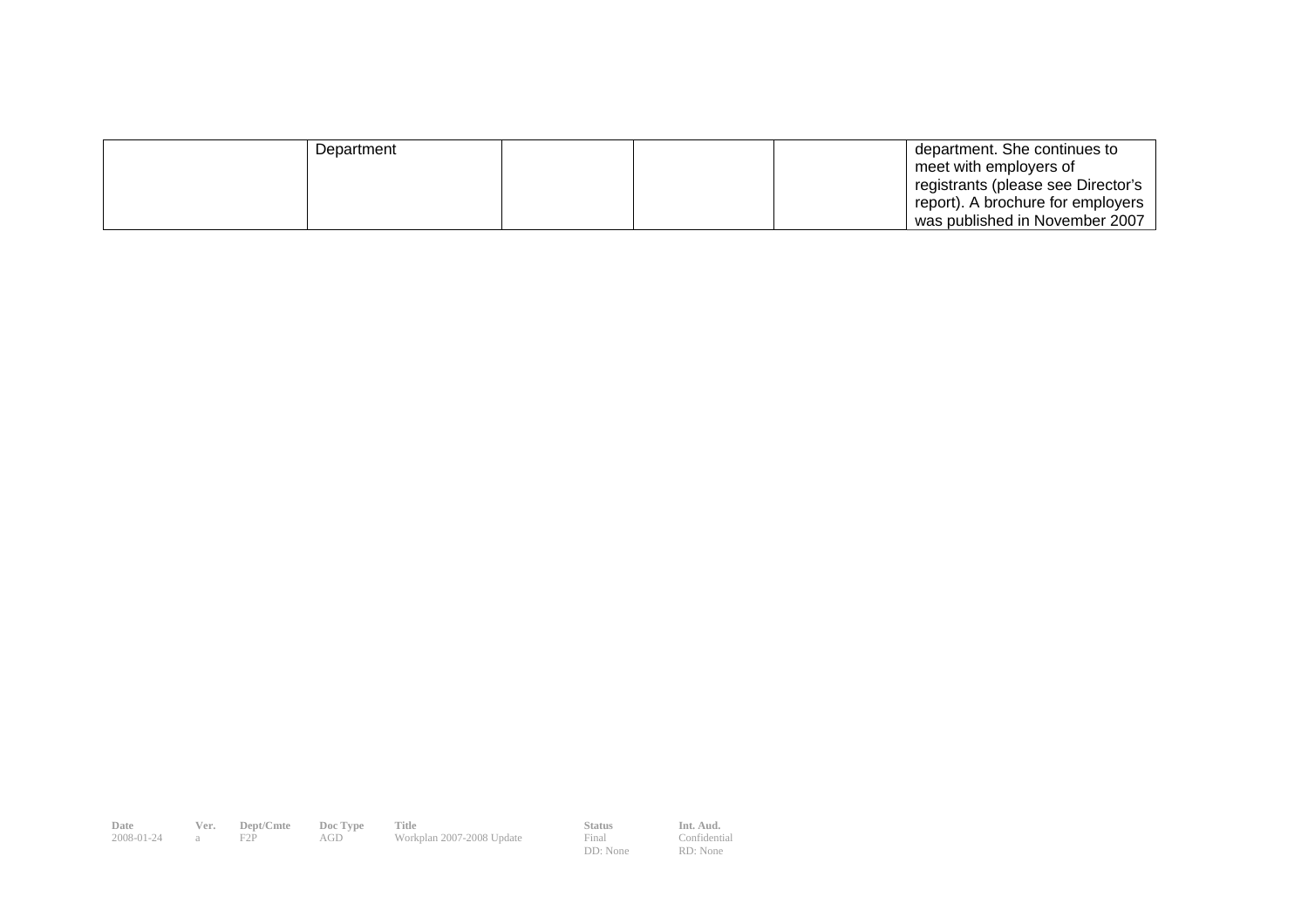| | | | | | |
|---|---|---|---|---|---|
| | Department | | | | department. She continues to meet with employers of registrants (please see Director's report). A brochure for employers was published in November 2007 |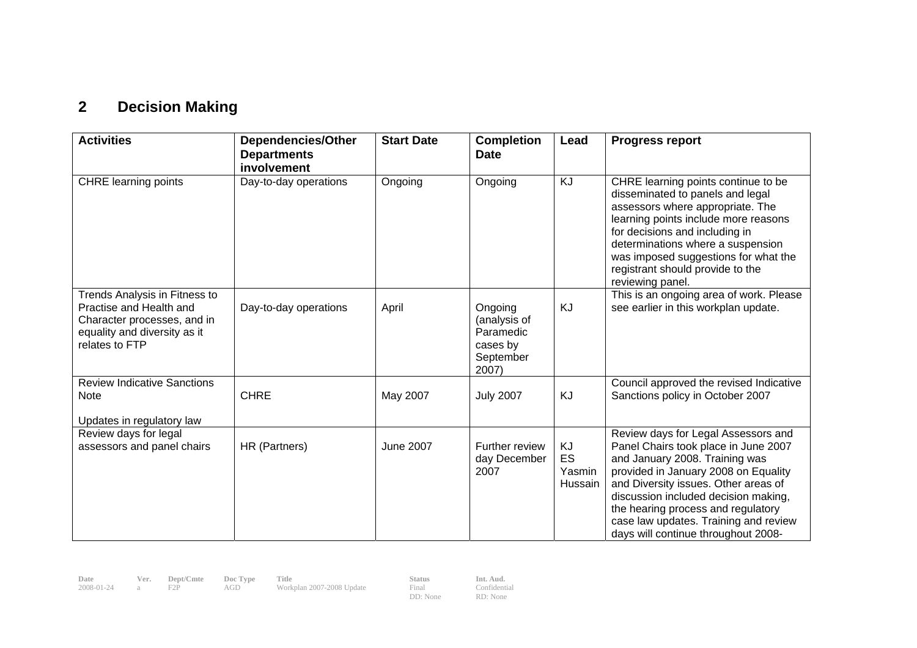## 2 Decision Making

| Activities | Dependencies/Other Departments involvement | Start Date | Completion Date | Lead | Progress report |
|---|---|---|---|---|---|
| CHRE learning points | Day-to-day operations | Ongoing | Ongoing | KJ | CHRE learning points continue to be disseminated to panels and legal assessors where appropriate. The learning points include more reasons for decisions and including in determinations where a suspension was imposed suggestions for what the registrant should provide to the reviewing panel. |
| Trends Analysis in Fitness to Practise and Health and Character processes, and in equality and diversity as it relates to FTP | Day-to-day operations | April | Ongoing (analysis of Paramedic cases by September 2007) | KJ | This is an ongoing area of work. Please see earlier in this workplan update. |
| Review Indicative Sanctions Note<br><br>Updates in regulatory law | CHRE | May 2007 | July 2007 | KJ | Council approved the revised Indicative Sanctions policy in October 2007 |
| Review days for legal assessors and panel chairs | HR (Partners) | June 2007 | Further review day December 2007 | KJ<br>ES<br>Yasmin Hussain | Review days for Legal Assessors and Panel Chairs took place in June 2007 and January 2008. Training was provided in January 2008 on Equality and Diversity issues. Other areas of discussion included decision making, the hearing process and regulatory case law updates. Training and review days will continue throughout 2008- |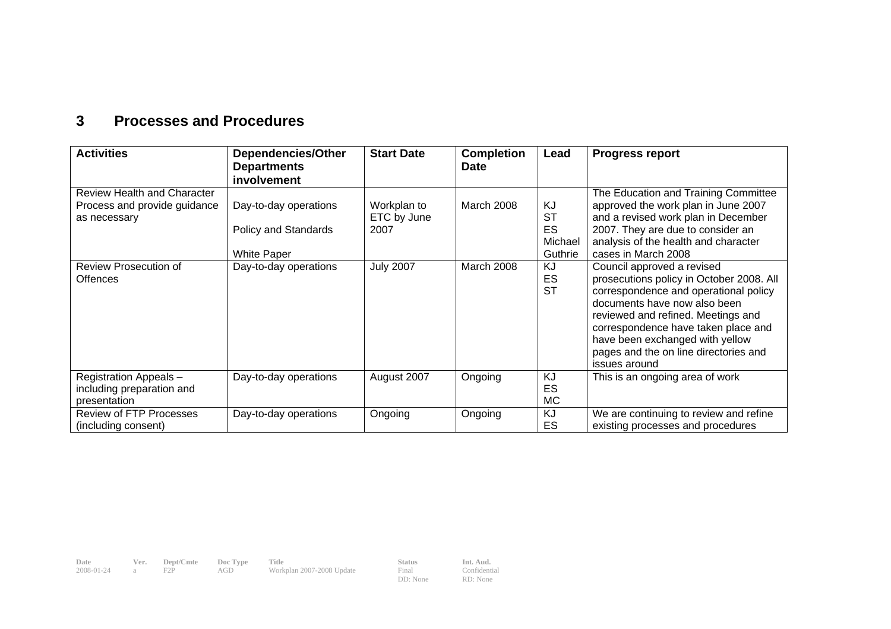## 3 Processes and Procedures

| Activities | Dependencies/Other Departments involvement | Start Date | Completion Date | Lead | Progress report |
|---|---|---|---|---|---|
| Review Health and Character Process and provide guidance as necessary | Day-to-day operations<br><br>Policy and Standards<br><br>White Paper | Workplan to ETC by June 2007 | March 2008 | KJ<br>ST<br>ES<br>Michael Guthrie | The Education and Training Committee approved the work plan in June 2007 and a revised work plan in December 2007. They are due to consider an analysis of the health and character cases in March 2008 |
| Review Prosecution of Offences | Day-to-day operations | July 2007 | March 2008 | KJ<br>ES<br>ST | Council approved a revised prosecutions policy in October 2008. All correspondence and operational policy documents have now also been reviewed and refined. Meetings and correspondence have taken place and have been exchanged with yellow pages and the on line directories and issues around |
| Registration Appeals – including preparation and presentation | Day-to-day operations | August 2007 | Ongoing | KJ<br>ES<br>MC | This is an ongoing area of work |
| Review of FTP Processes (including consent) | Day-to-day operations | Ongoing | Ongoing | KJ<br>ES | We are continuing to review and refine existing processes and procedures |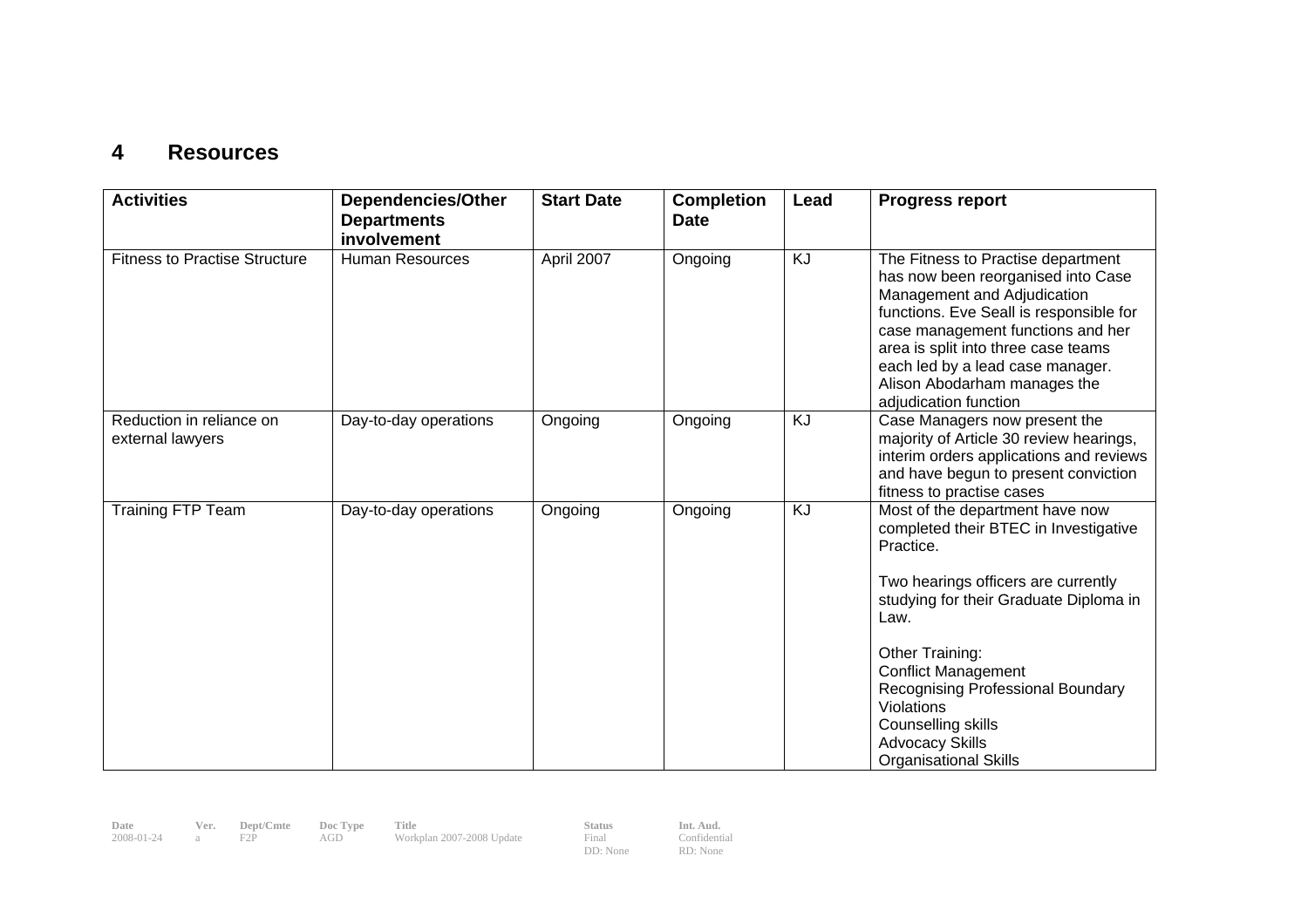## 4 Resources

| Activities | Dependencies/Other Departments involvement | Start Date | Completion Date | Lead | Progress report |
|---|---|---|---|---|---|
| Fitness to Practise Structure | Human Resources | April 2007 | Ongoing | KJ | The Fitness to Practise department has now been reorganised into Case Management and Adjudication functions. Eve Seall is responsible for case management functions and her area is split into three case teams each led by a lead case manager. Alison Abodarham manages the adjudication function |
| Reduction in reliance on external lawyers | Day-to-day operations | Ongoing | Ongoing | KJ | Case Managers now present the majority of Article 30 review hearings, interim orders applications and reviews and have begun to present conviction fitness to practise cases |
| Training FTP Team | Day-to-day operations | Ongoing | Ongoing | KJ | Most of the department have now completed their BTEC in Investigative Practice.<br><br>Two hearings officers are currently studying for their Graduate Diploma in Law.<br><br>Other Training:<br>Conflict Management<br>Recognising Professional Boundary Violations<br>Counselling skills<br>Advocacy Skills<br>Organisational Skills |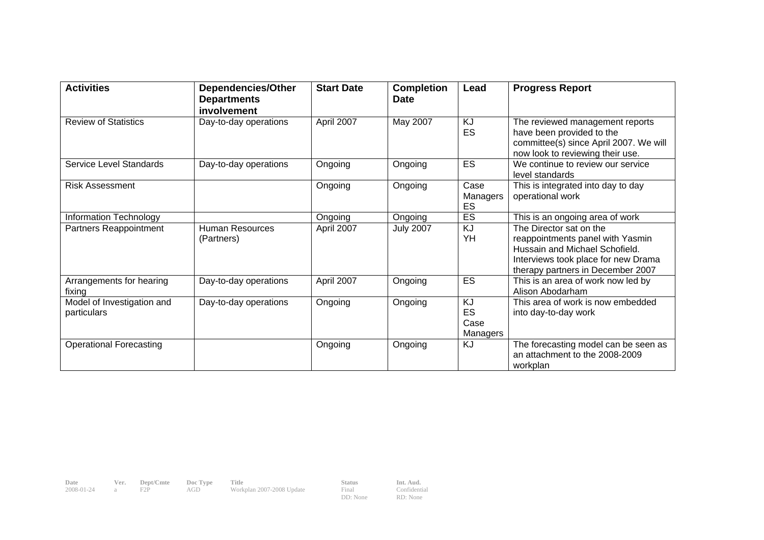| Activities | Dependencies/Other Departments involvement | Start Date | Completion Date | Lead | Progress Report |
|---|---|---|---|---|---|
| Review of Statistics | Day-to-day operations | April 2007 | May 2007 | KJ<br>ES | The reviewed management reports have been provided to the committee(s) since April 2007. We will now look to reviewing their use. |
| Service Level Standards | Day-to-day operations | Ongoing | Ongoing | ES | We continue to review our service level standards |
| Risk Assessment | | Ongoing | Ongoing | Case Managers<br>ES | This is integrated into day to day operational work |
| Information Technology | | Ongoing | Ongoing | ES | This is an ongoing area of work |
| Partners Reappointment | Human Resources (Partners) | April 2007 | July 2007 | KJ<br>YH | The Director sat on the reappointments panel with Yasmin Hussain and Michael Schofield. Interviews took place for new Drama therapy partners in December 2007 |
| Arrangements for hearing fixing | Day-to-day operations | April 2007 | Ongoing | ES | This is an area of work now led by Alison Abodarham |
| Model of Investigation and particulars | Day-to-day operations | Ongoing | Ongoing | KJ<br>ES<br>Case Managers | This area of work is now embedded into day-to-day work |
| Operational Forecasting | | Ongoing | Ongoing | KJ | The forecasting model can be seen as an attachment to the 2008-2009 workplan |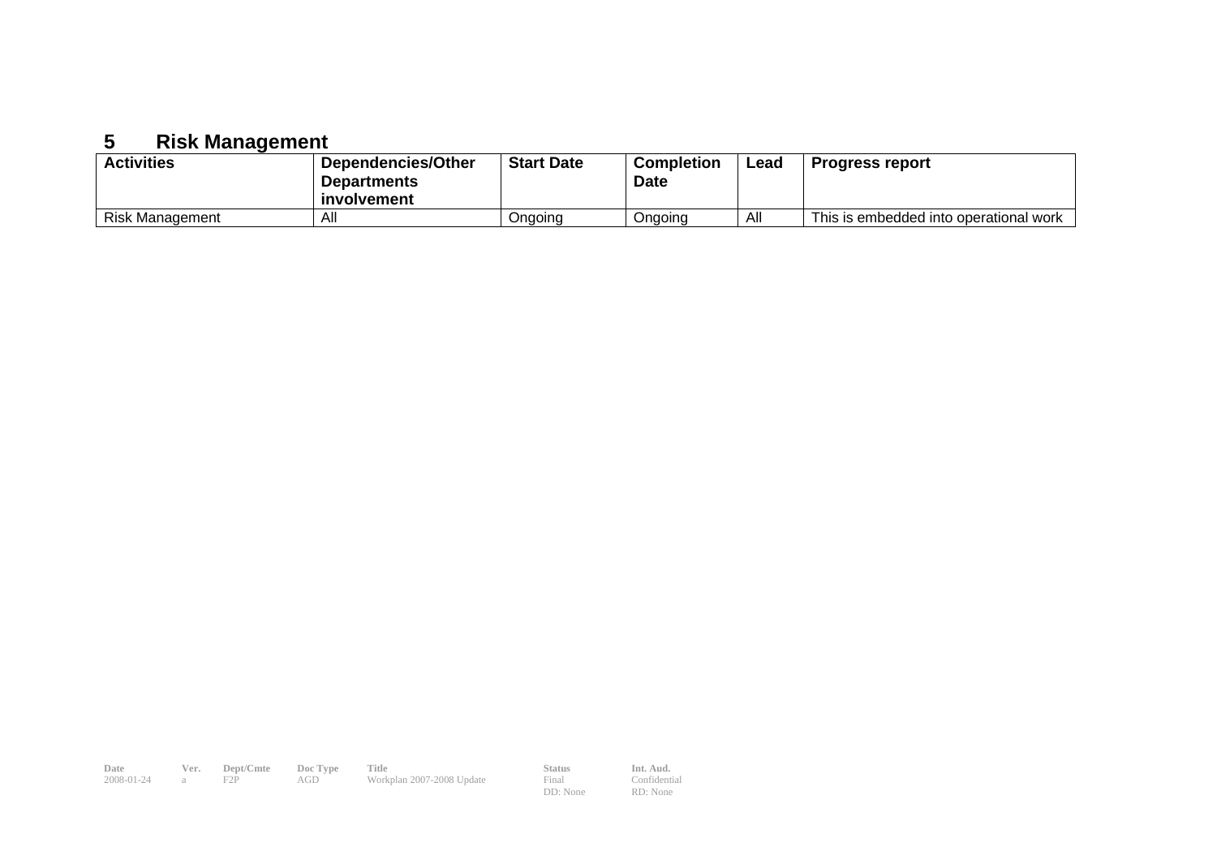## 5 Risk Management

| Activities | Dependencies/Other Departments involvement | Start Date | Completion Date | Lead | Progress report |
|---|---|---|---|---|---|
| Risk Management | All | Ongoing | Ongoing | All | This is embedded into operational work |